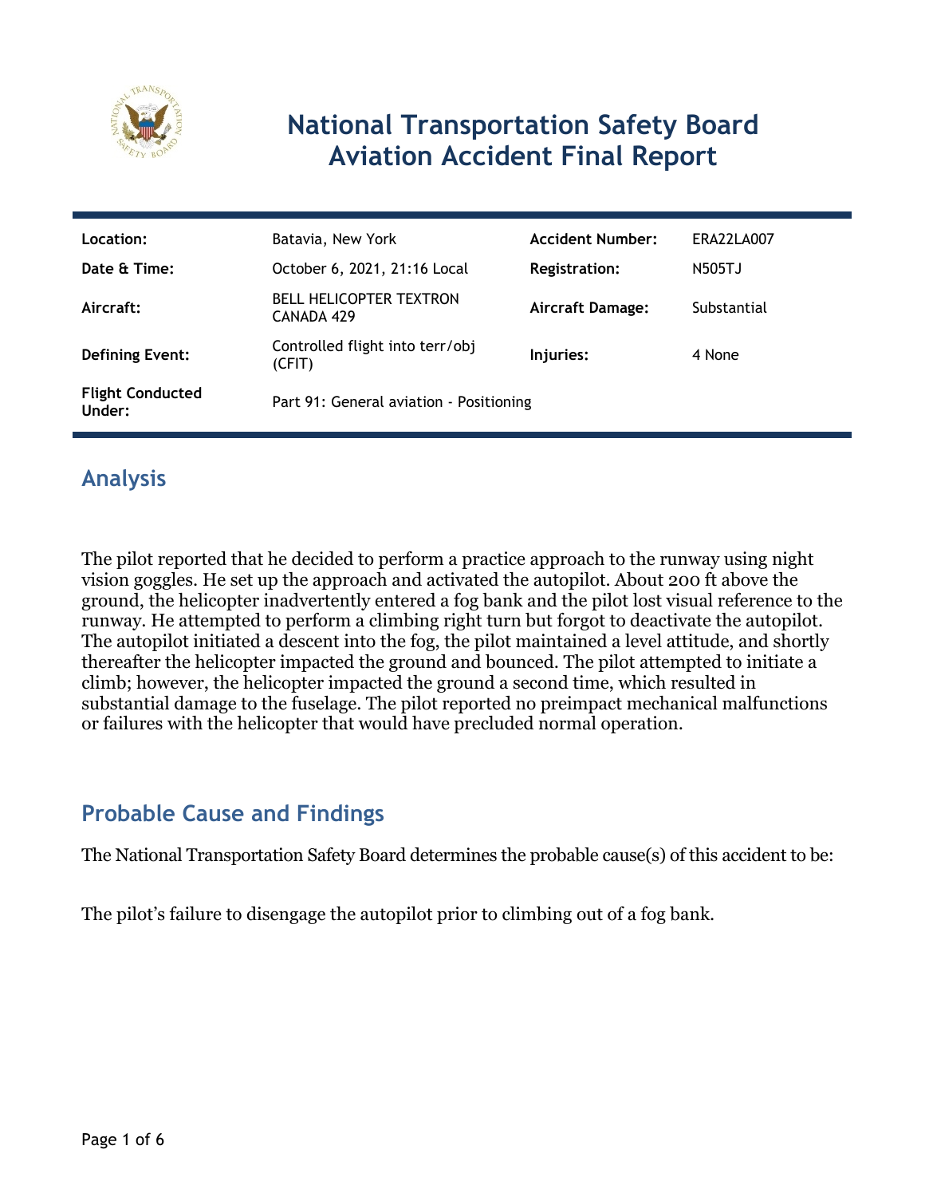# National Transportation Safety Board Aviation Accident Final Report

| Location: | Batavia, New York | Accident Number: | ERA22LA007 |
|---|---|---|---|
| Date & Time: | October 6, 2021, 21:16 Local | Registration: | N505TJ |
| Aircraft: | BELL HELICOPTER TEXTRON CANADA 429 | Aircraft Damage: | Substantial |
| Defining Event: | Controlled flight into terr/obj (CFIT) | Injuries: | 4 None |
| Flight Conducted Under: | Part 91: General aviation - Positioning | | |

## Analysis

The pilot reported that he decided to perform a practice approach to the runway using night vision goggles. He set up the approach and activated the autopilot. About 200 ft above the ground, the helicopter inadvertently entered a fog bank and the pilot lost visual reference to the runway. He attempted to perform a climbing right turn but forgot to deactivate the autopilot. The autopilot initiated a descent into the fog, the pilot maintained a level attitude, and shortly thereafter the helicopter impacted the ground and bounced. The pilot attempted to initiate a climb; however, the helicopter impacted the ground a second time, which resulted in substantial damage to the fuselage. The pilot reported no preimpact mechanical malfunctions or failures with the helicopter that would have precluded normal operation.

## Probable Cause and Findings

The National Transportation Safety Board determines the probable cause(s) of this accident to be:

The pilot's failure to disengage the autopilot prior to climbing out of a fog bank.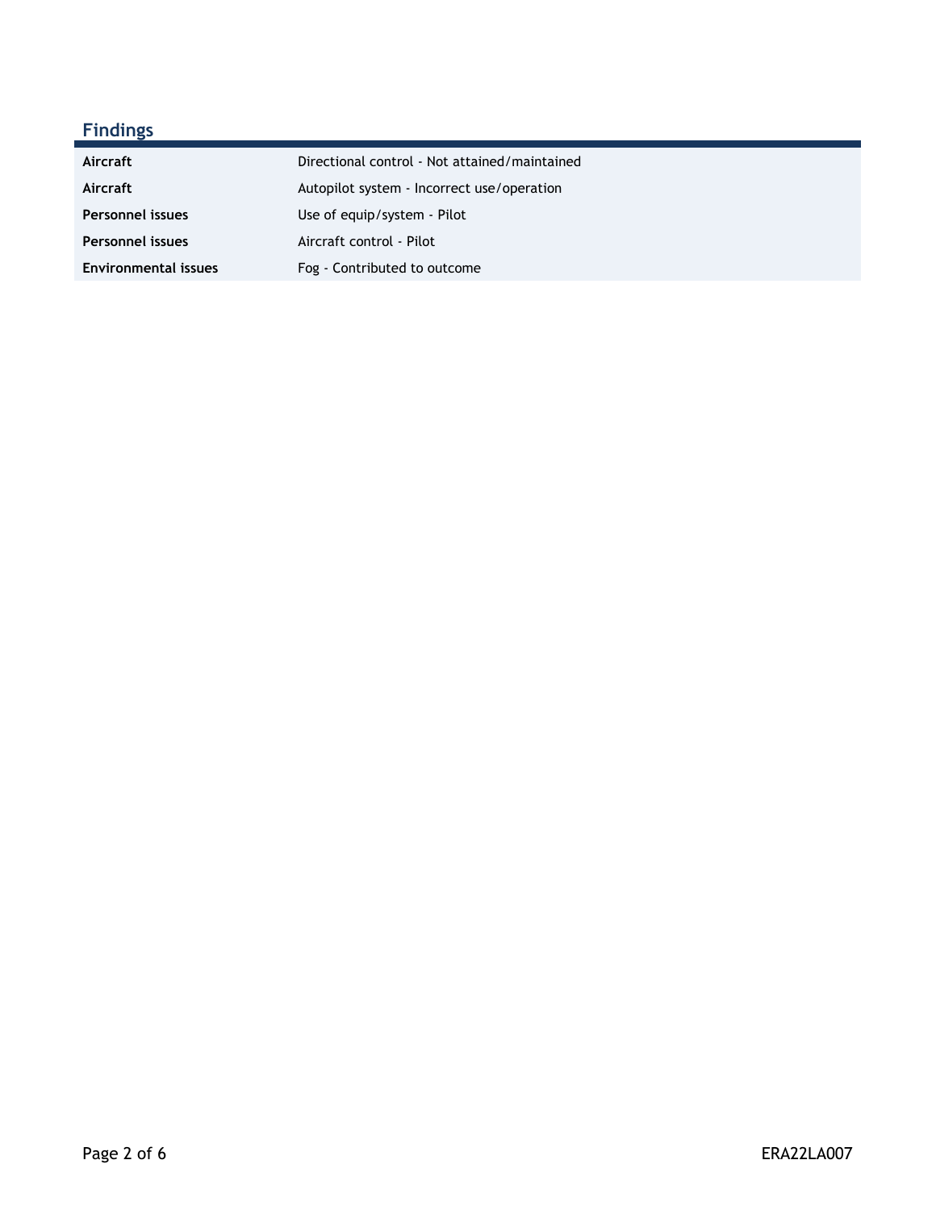## Findings

| | |
|---|---|
| **Aircraft** | Directional control - Not attained/maintained |
| **Aircraft** | Autopilot system - Incorrect use/operation |
| **Personnel issues** | Use of equip/system - Pilot |
| **Personnel issues** | Aircraft control - Pilot |
| **Environmental issues** | Fog - Contributed to outcome |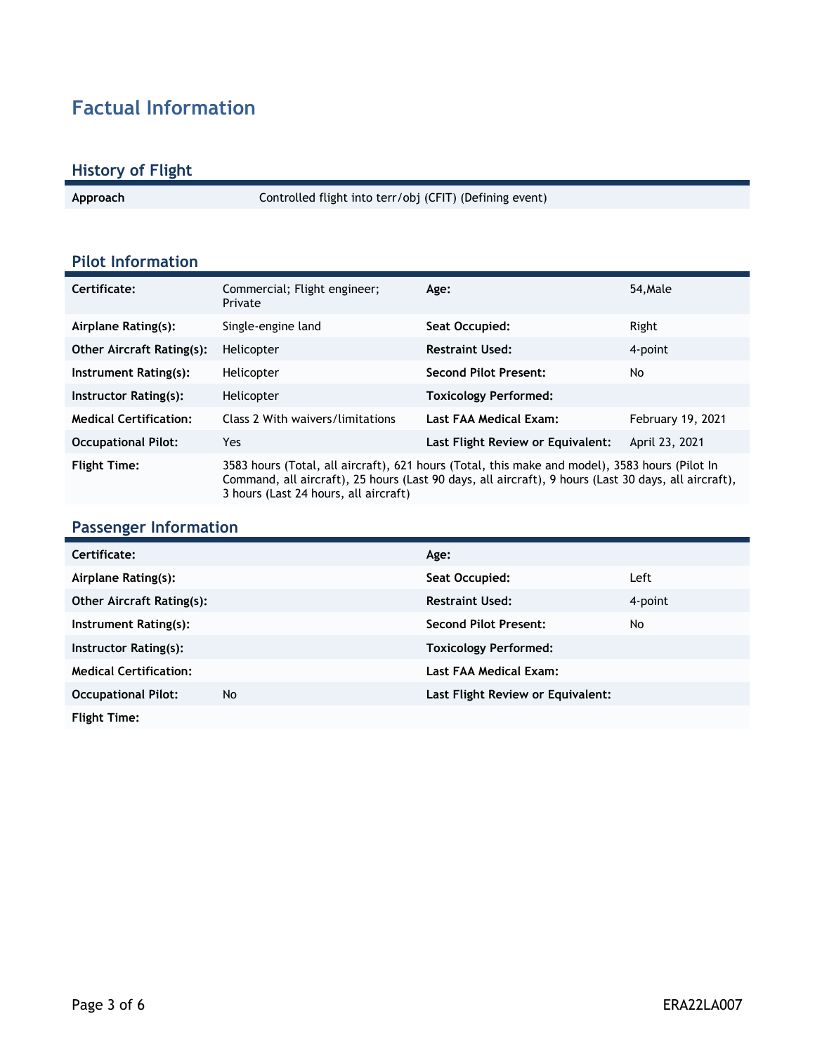# Factual Information

## History of Flight

| Approach | Controlled flight into terr/obj (CFIT) (Defining event) |
|---|---|

## Pilot Information

| Certificate: | Commercial; Flight engineer; Private | Age: | 54,Male |
|---|---|---|---|
| Airplane Rating(s): | Single-engine land | Seat Occupied: | Right |
| Other Aircraft Rating(s): | Helicopter | Restraint Used: | 4-point |
| Instrument Rating(s): | Helicopter | Second Pilot Present: | No |
| Instructor Rating(s): | Helicopter | Toxicology Performed: | |
| Medical Certification: | Class 2 With waivers/limitations | Last FAA Medical Exam: | February 19, 2021 |
| Occupational Pilot: | Yes | Last Flight Review or Equivalent: | April 23, 2021 |
| Flight Time: | 3583 hours (Total, all aircraft), 621 hours (Total, this make and model), 3583 hours (Pilot In Command, all aircraft), 25 hours (Last 90 days, all aircraft), 9 hours (Last 30 days, all aircraft), 3 hours (Last 24 hours, all aircraft) | | |

## Passenger Information

| Certificate: | | Age: | |
|---|---|---|---|
| Airplane Rating(s): | | Seat Occupied: | Left |
| Other Aircraft Rating(s): | | Restraint Used: | 4-point |
| Instrument Rating(s): | | Second Pilot Present: | No |
| Instructor Rating(s): | | Toxicology Performed: | |
| Medical Certification: | | Last FAA Medical Exam: | |
| Occupational Pilot: | No | Last Flight Review or Equivalent: | |
| Flight Time: | | | |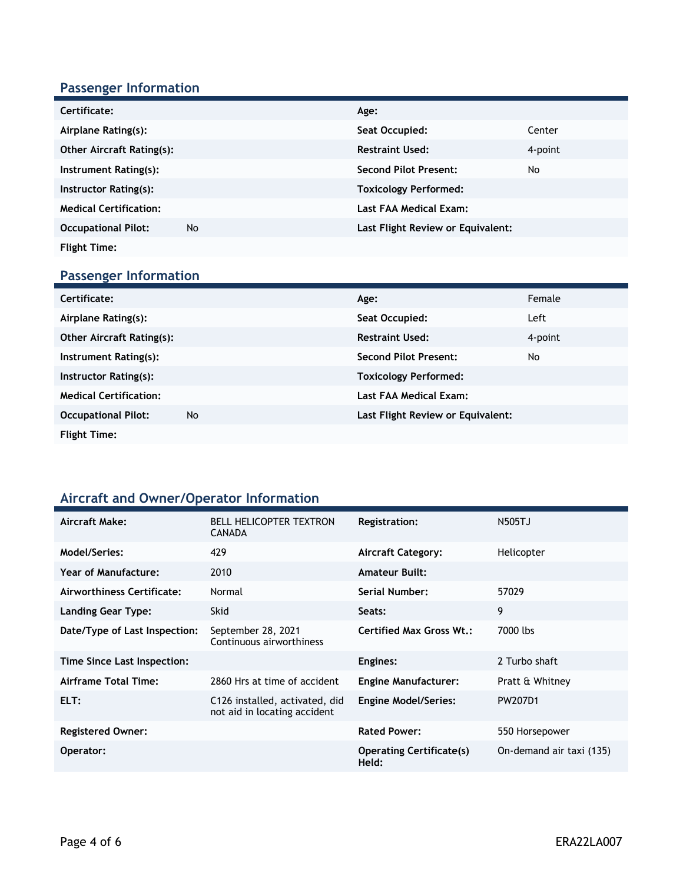## Passenger Information

| | | | |
|---|---|---|---|
| **Certificate:** | | **Age:** | |
| **Airplane Rating(s):** | | **Seat Occupied:** | Center |
| **Other Aircraft Rating(s):** | | **Restraint Used:** | 4-point |
| **Instrument Rating(s):** | | **Second Pilot Present:** | No |
| **Instructor Rating(s):** | | **Toxicology Performed:** | |
| **Medical Certification:** | | **Last FAA Medical Exam:** | |
| **Occupational Pilot:** | No | **Last Flight Review or Equivalent:** | |
| **Flight Time:** | | | |

## Passenger Information

| | | | |
|---|---|---|---|
| **Certificate:** | | **Age:** | Female |
| **Airplane Rating(s):** | | **Seat Occupied:** | Left |
| **Other Aircraft Rating(s):** | | **Restraint Used:** | 4-point |
| **Instrument Rating(s):** | | **Second Pilot Present:** | No |
| **Instructor Rating(s):** | | **Toxicology Performed:** | |
| **Medical Certification:** | | **Last FAA Medical Exam:** | |
| **Occupational Pilot:** | No | **Last Flight Review or Equivalent:** | |
| **Flight Time:** | | | |

## Aircraft and Owner/Operator Information

| | | | |
|---|---|---|---|
| **Aircraft Make:** | BELL HELICOPTER TEXTRON CANADA | **Registration:** | N505TJ |
| **Model/Series:** | 429 | **Aircraft Category:** | Helicopter |
| **Year of Manufacture:** | 2010 | **Amateur Built:** | |
| **Airworthiness Certificate:** | Normal | **Serial Number:** | 57029 |
| **Landing Gear Type:** | Skid | **Seats:** | 9 |
| **Date/Type of Last Inspection:** | September 28, 2021 Continuous airworthiness | **Certified Max Gross Wt.:** | 7000 lbs |
| **Time Since Last Inspection:** | | **Engines:** | 2 Turbo shaft |
| **Airframe Total Time:** | 2860 Hrs at time of accident | **Engine Manufacturer:** | Pratt & Whitney |
| **ELT:** | C126 installed, activated, did not aid in locating accident | **Engine Model/Series:** | PW207D1 |
| **Registered Owner:** | | **Rated Power:** | 550 Horsepower |
| **Operator:** | | **Operating Certificate(s) Held:** | On-demand air taxi (135) |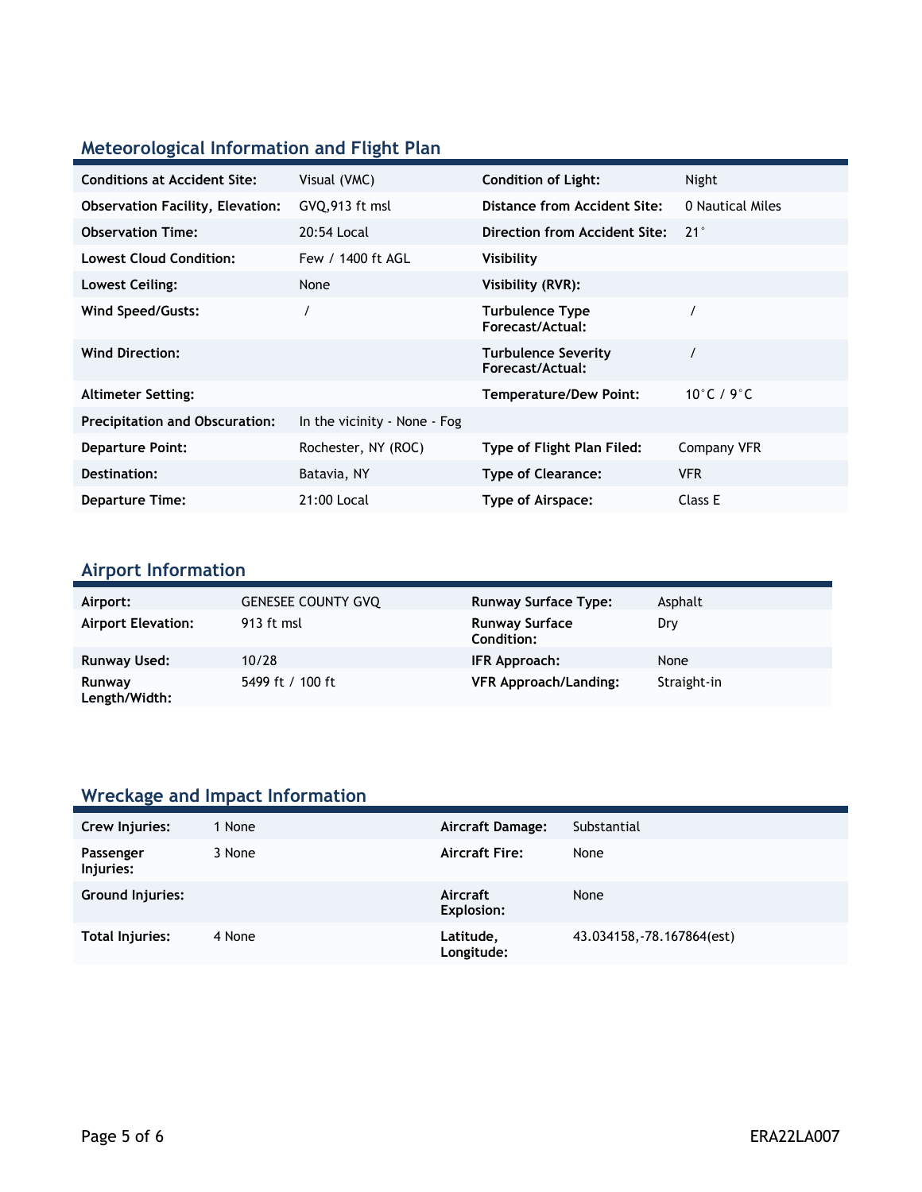## Meteorological Information and Flight Plan

| | | | |
|---|---|---|---|
| **Conditions at Accident Site:** | Visual (VMC) | **Condition of Light:** | Night |
| **Observation Facility, Elevation:** | GVQ,913 ft msl | **Distance from Accident Site:** | 0 Nautical Miles |
| **Observation Time:** | 20:54 Local | **Direction from Accident Site:** | 21° |
| **Lowest Cloud Condition:** | Few / 1400 ft AGL | **Visibility** | |
| **Lowest Ceiling:** | None | **Visibility (RVR):** | |
| **Wind Speed/Gusts:** | / | **Turbulence Type Forecast/Actual:** | / |
| **Wind Direction:** | | **Turbulence Severity Forecast/Actual:** | / |
| **Altimeter Setting:** | | **Temperature/Dew Point:** | 10°C / 9°C |
| **Precipitation and Obscuration:** | In the vicinity - None - Fog | | |
| **Departure Point:** | Rochester, NY (ROC) | **Type of Flight Plan Filed:** | Company VFR |
| **Destination:** | Batavia, NY | **Type of Clearance:** | VFR |
| **Departure Time:** | 21:00 Local | **Type of Airspace:** | Class E |

## Airport Information

| | | | |
|---|---|---|---|
| **Airport:** | GENESEE COUNTY GVQ | **Runway Surface Type:** | Asphalt |
| **Airport Elevation:** | 913 ft msl | **Runway Surface Condition:** | Dry |
| **Runway Used:** | 10/28 | **IFR Approach:** | None |
| **Runway Length/Width:** | 5499 ft / 100 ft | **VFR Approach/Landing:** | Straight-in |

## Wreckage and Impact Information

| | | | |
|---|---|---|---|
| **Crew Injuries:** | 1 None | **Aircraft Damage:** | Substantial |
| **Passenger Injuries:** | 3 None | **Aircraft Fire:** | None |
| **Ground Injuries:** | | **Aircraft Explosion:** | None |
| **Total Injuries:** | 4 None | **Latitude, Longitude:** | 43.034158,-78.167864(est) |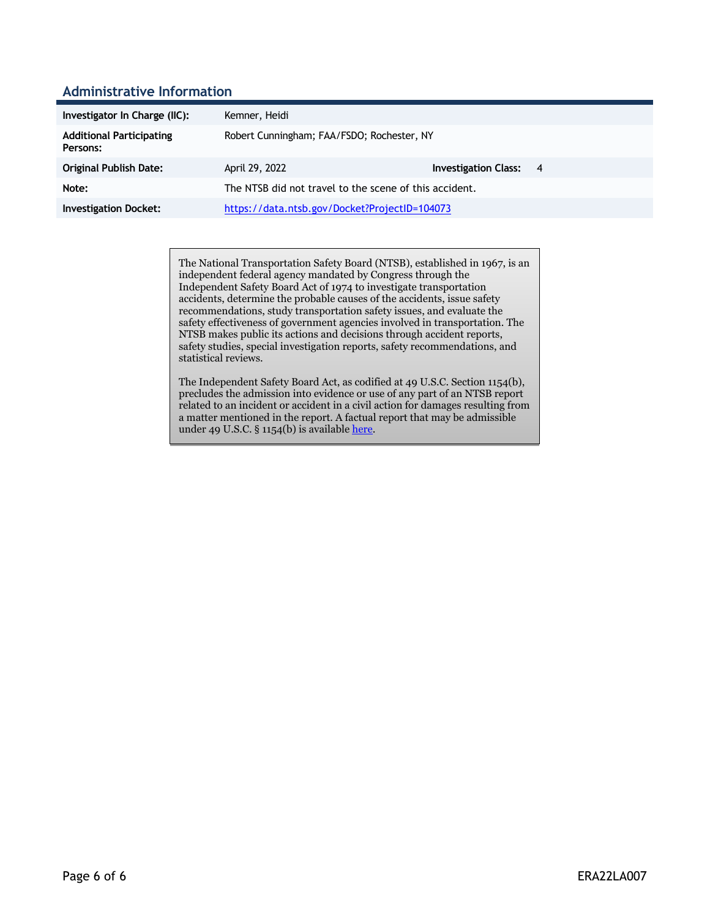## Administrative Information

| | | | |
|---|---|---|---|
| **Investigator In Charge (IIC):** | Kemner, Heidi | | |
| **Additional Participating Persons:** | Robert Cunningham; FAA/FSDO; Rochester, NY | | |
| **Original Publish Date:** | April 29, 2022 | **Investigation Class:** | 4 |
| **Note:** | The NTSB did not travel to the scene of this accident. | | |
| **Investigation Docket:** | https://data.ntsb.gov/Docket?ProjectID=104073 | | |

The National Transportation Safety Board (NTSB), established in 1967, is an independent federal agency mandated by Congress through the Independent Safety Board Act of 1974 to investigate transportation accidents, determine the probable causes of the accidents, issue safety recommendations, study transportation safety issues, and evaluate the safety effectiveness of government agencies involved in transportation. The NTSB makes public its actions and decisions through accident reports, safety studies, special investigation reports, safety recommendations, and statistical reviews.

The Independent Safety Board Act, as codified at 49 U.S.C. Section 1154(b), precludes the admission into evidence or use of any part of an NTSB report related to an incident or accident in a civil action for damages resulting from a matter mentioned in the report. A factual report that may be admissible under 49 U.S.C. § 1154(b) is available here.